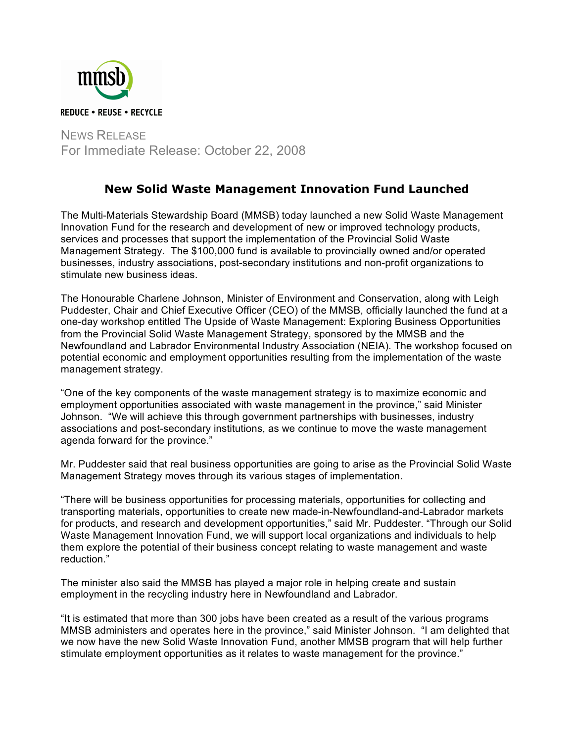mmsb

REDUCE • REUSE • RECYCLE

NEWS RELEASE
For Immediate Release: October 22, 2008

## New Solid Waste Management Innovation Fund Launched

The Multi-Materials Stewardship Board (MMSB) today launched a new Solid Waste Management Innovation Fund for the research and development of new or improved technology products, services and processes that support the implementation of the Provincial Solid Waste Management Strategy. The $100,000 fund is available to provincially owned and/or operated businesses, industry associations, post-secondary institutions and non-profit organizations to stimulate new business ideas.

The Honourable Charlene Johnson, Minister of Environment and Conservation, along with Leigh Puddester, Chair and Chief Executive Officer (CEO) of the MMSB, officially launched the fund at a one-day workshop entitled The Upside of Waste Management: Exploring Business Opportunities from the Provincial Solid Waste Management Strategy, sponsored by the MMSB and the Newfoundland and Labrador Environmental Industry Association (NEIA). The workshop focused on potential economic and employment opportunities resulting from the implementation of the waste management strategy.

"One of the key components of the waste management strategy is to maximize economic and employment opportunities associated with waste management in the province," said Minister Johnson. "We will achieve this through government partnerships with businesses, industry associations and post-secondary institutions, as we continue to move the waste management agenda forward for the province."

Mr. Puddester said that real business opportunities are going to arise as the Provincial Solid Waste Management Strategy moves through its various stages of implementation.

"There will be business opportunities for processing materials, opportunities for collecting and transporting materials, opportunities to create new made-in-Newfoundland-and-Labrador markets for products, and research and development opportunities," said Mr. Puddester. "Through our Solid Waste Management Innovation Fund, we will support local organizations and individuals to help them explore the potential of their business concept relating to waste management and waste reduction."

The minister also said the MMSB has played a major role in helping create and sustain employment in the recycling industry here in Newfoundland and Labrador.

"It is estimated that more than 300 jobs have been created as a result of the various programs MMSB administers and operates here in the province," said Minister Johnson. "I am delighted that we now have the new Solid Waste Innovation Fund, another MMSB program that will help further stimulate employment opportunities as it relates to waste management for the province."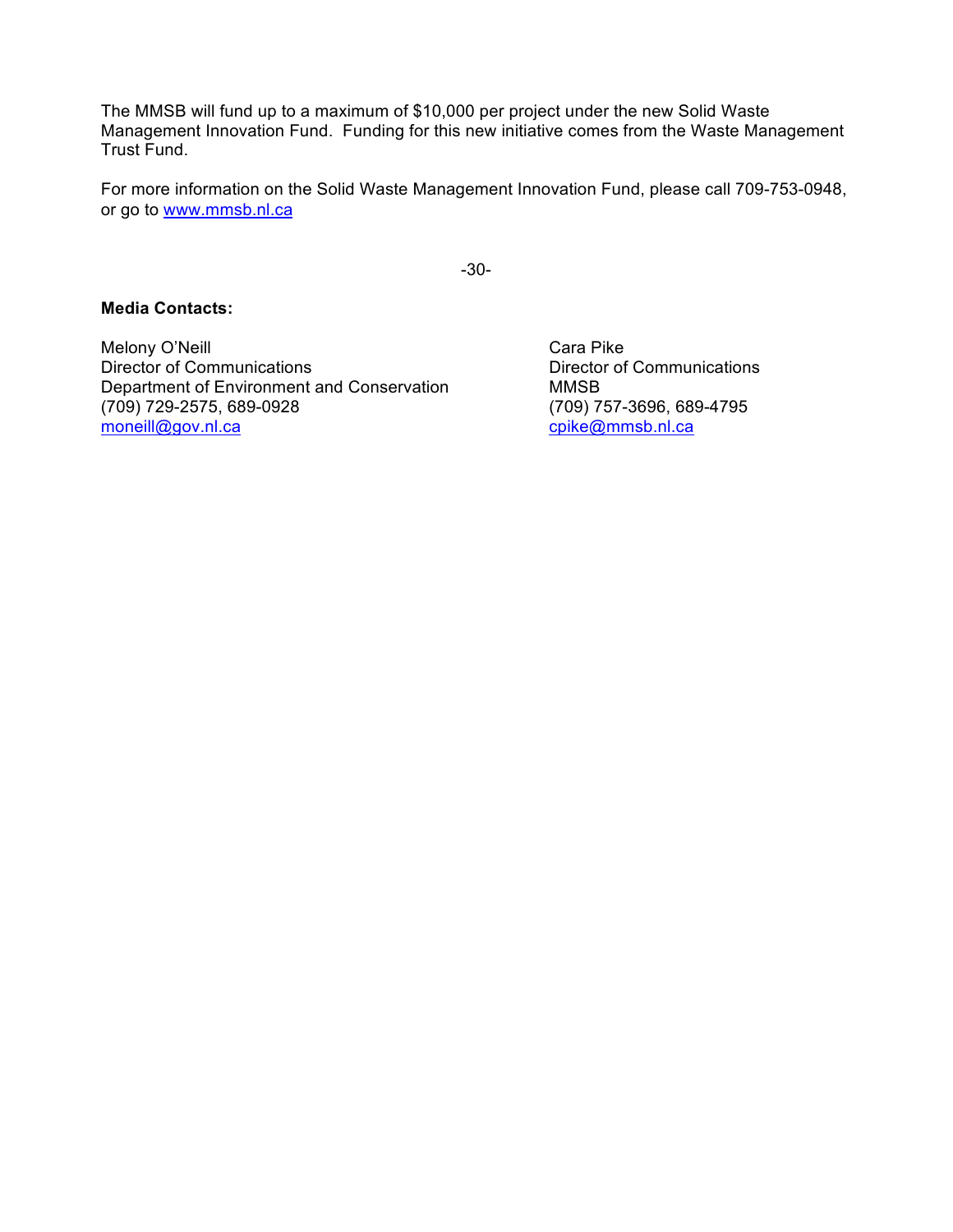The MMSB will fund up to a maximum of $10,000 per project under the new Solid Waste Management Innovation Fund. Funding for this new initiative comes from the Waste Management Trust Fund.

For more information on the Solid Waste Management Innovation Fund, please call 709-753-0948, or go to www.mmsb.nl.ca

-30-

**Media Contacts:**

Melony O'Neill
Director of Communications
Department of Environment and Conservation
(709) 729-2575, 689-0928
moneill@gov.nl.ca

Cara Pike
Director of Communications
MMSB
(709) 757-3696, 689-4795
cpike@mmsb.nl.ca